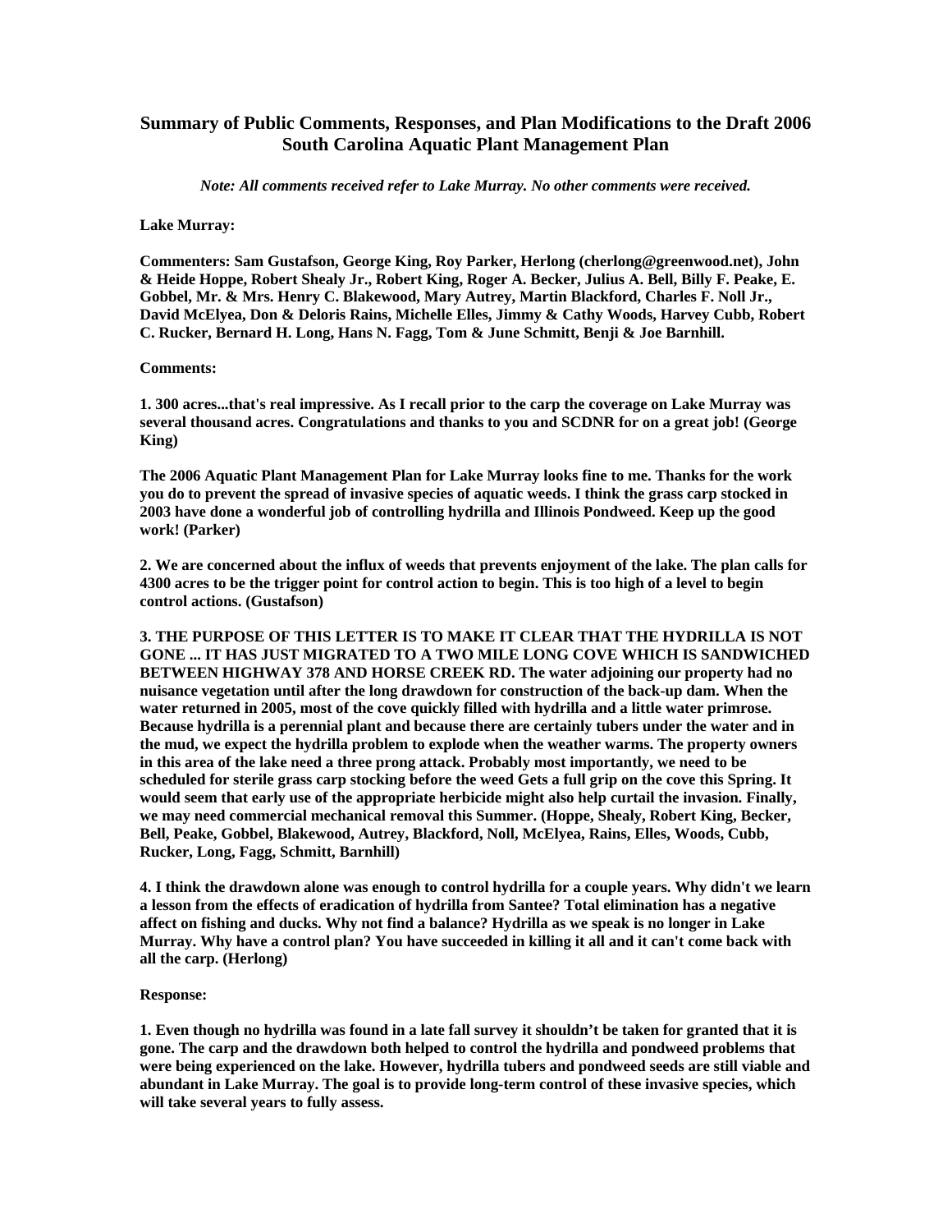## Summary of Public Comments, Responses, and Plan Modifications to the Draft 2006 South Carolina Aquatic Plant Management Plan

***Note: All comments received refer to Lake Murray. No other comments were received.***

**Lake Murray:**

**Commenters: Sam Gustafson, George King, Roy Parker, Herlong (cherlong@greenwood.net), John & Heide Hoppe, Robert Shealy Jr., Robert King, Roger A. Becker, Julius A. Bell, Billy F. Peake, E. Gobbel, Mr. & Mrs. Henry C. Blakewood, Mary Autrey, Martin Blackford, Charles F. Noll Jr., David McElyea, Don & Deloris Rains, Michelle Elles, Jimmy & Cathy Woods, Harvey Cubb, Robert C. Rucker, Bernard H. Long, Hans N. Fagg, Tom & June Schmitt, Benji & Joe Barnhill.**

**Comments:**

**1. 300 acres...that's real impressive. As I recall prior to the carp the coverage on Lake Murray was several thousand acres. Congratulations and thanks to you and SCDNR for on a great job! (George King)**

**The 2006 Aquatic Plant Management Plan for Lake Murray looks fine to me. Thanks for the work you do to prevent the spread of invasive species of aquatic weeds. I think the grass carp stocked in 2003 have done a wonderful job of controlling hydrilla and Illinois Pondweed. Keep up the good work! (Parker)**

**2. We are concerned about the influx of weeds that prevents enjoyment of the lake. The plan calls for 4300 acres to be the trigger point for control action to begin. This is too high of a level to begin control actions. (Gustafson)**

**3. THE PURPOSE OF THIS LETTER IS TO MAKE IT CLEAR THAT THE HYDRILLA IS NOT GONE ... IT HAS JUST MIGRATED TO A TWO MILE LONG COVE WHICH IS SANDWICHED BETWEEN HIGHWAY 378 AND HORSE CREEK RD. The water adjoining our property had no nuisance vegetation until after the long drawdown for construction of the back-up dam. When the water returned in 2005, most of the cove quickly filled with hydrilla and a little water primrose. Because hydrilla is a perennial plant and because there are certainly tubers under the water and in the mud, we expect the hydrilla problem to explode when the weather warms. The property owners in this area of the lake need a three prong attack. Probably most importantly, we need to be scheduled for sterile grass carp stocking before the weed Gets a full grip on the cove this Spring. It would seem that early use of the appropriate herbicide might also help curtail the invasion. Finally, we may need commercial mechanical removal this Summer. (Hoppe, Shealy, Robert King, Becker, Bell, Peake, Gobbel, Blakewood, Autrey, Blackford, Noll, McElyea, Rains, Elles, Woods, Cubb, Rucker, Long, Fagg, Schmitt, Barnhill)**

**4. I think the drawdown alone was enough to control hydrilla for a couple years. Why didn't we learn a lesson from the effects of eradication of hydrilla from Santee? Total elimination has a negative affect on fishing and ducks. Why not find a balance? Hydrilla as we speak is no longer in Lake Murray. Why have a control plan? You have succeeded in killing it all and it can't come back with all the carp. (Herlong)**

**Response:**

**1. Even though no hydrilla was found in a late fall survey it shouldn't be taken for granted that it is gone. The carp and the drawdown both helped to control the hydrilla and pondweed problems that were being experienced on the lake. However, hydrilla tubers and pondweed seeds are still viable and abundant in Lake Murray. The goal is to provide long-term control of these invasive species, which will take several years to fully assess.**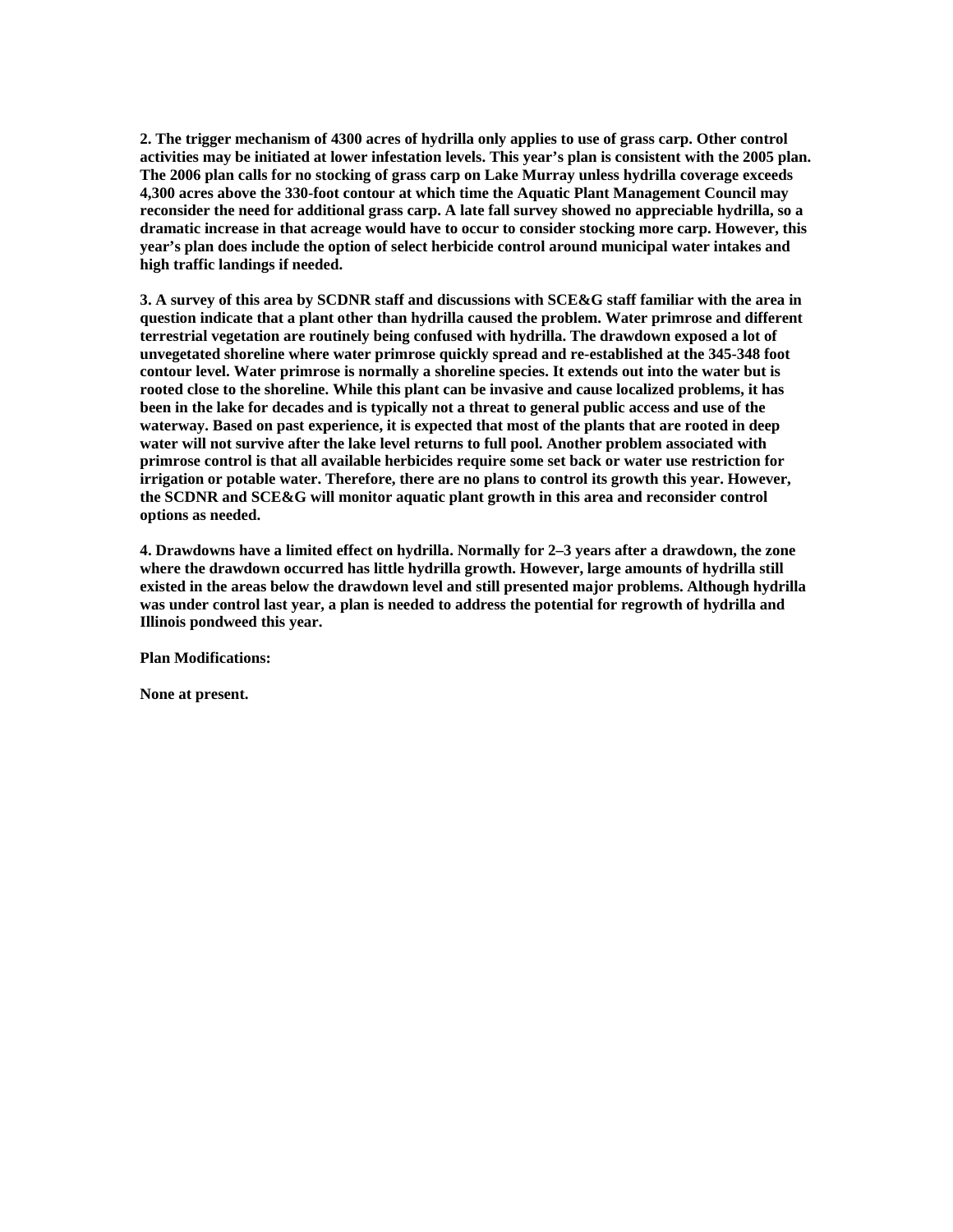**2. The trigger mechanism of 4300 acres of hydrilla only applies to use of grass carp. Other control activities may be initiated at lower infestation levels. This year's plan is consistent with the 2005 plan. The 2006 plan calls for no stocking of grass carp on Lake Murray unless hydrilla coverage exceeds 4,300 acres above the 330-foot contour at which time the Aquatic Plant Management Council may reconsider the need for additional grass carp. A late fall survey showed no appreciable hydrilla, so a dramatic increase in that acreage would have to occur to consider stocking more carp. However, this year's plan does include the option of select herbicide control around municipal water intakes and high traffic landings if needed.**

**3. A survey of this area by SCDNR staff and discussions with SCE&G staff familiar with the area in question indicate that a plant other than hydrilla caused the problem. Water primrose and different terrestrial vegetation are routinely being confused with hydrilla. The drawdown exposed a lot of unvegetated shoreline where water primrose quickly spread and re-established at the 345-348 foot contour level. Water primrose is normally a shoreline species. It extends out into the water but is rooted close to the shoreline. While this plant can be invasive and cause localized problems, it has been in the lake for decades and is typically not a threat to general public access and use of the waterway. Based on past experience, it is expected that most of the plants that are rooted in deep water will not survive after the lake level returns to full pool. Another problem associated with primrose control is that all available herbicides require some set back or water use restriction for irrigation or potable water. Therefore, there are no plans to control its growth this year. However, the SCDNR and SCE&G will monitor aquatic plant growth in this area and reconsider control options as needed.**

**4. Drawdowns have a limited effect on hydrilla. Normally for 2–3 years after a drawdown, the zone where the drawdown occurred has little hydrilla growth. However, large amounts of hydrilla still existed in the areas below the drawdown level and still presented major problems. Although hydrilla was under control last year, a plan is needed to address the potential for regrowth of hydrilla and Illinois pondweed this year.**

**Plan Modifications:**

**None at present.**